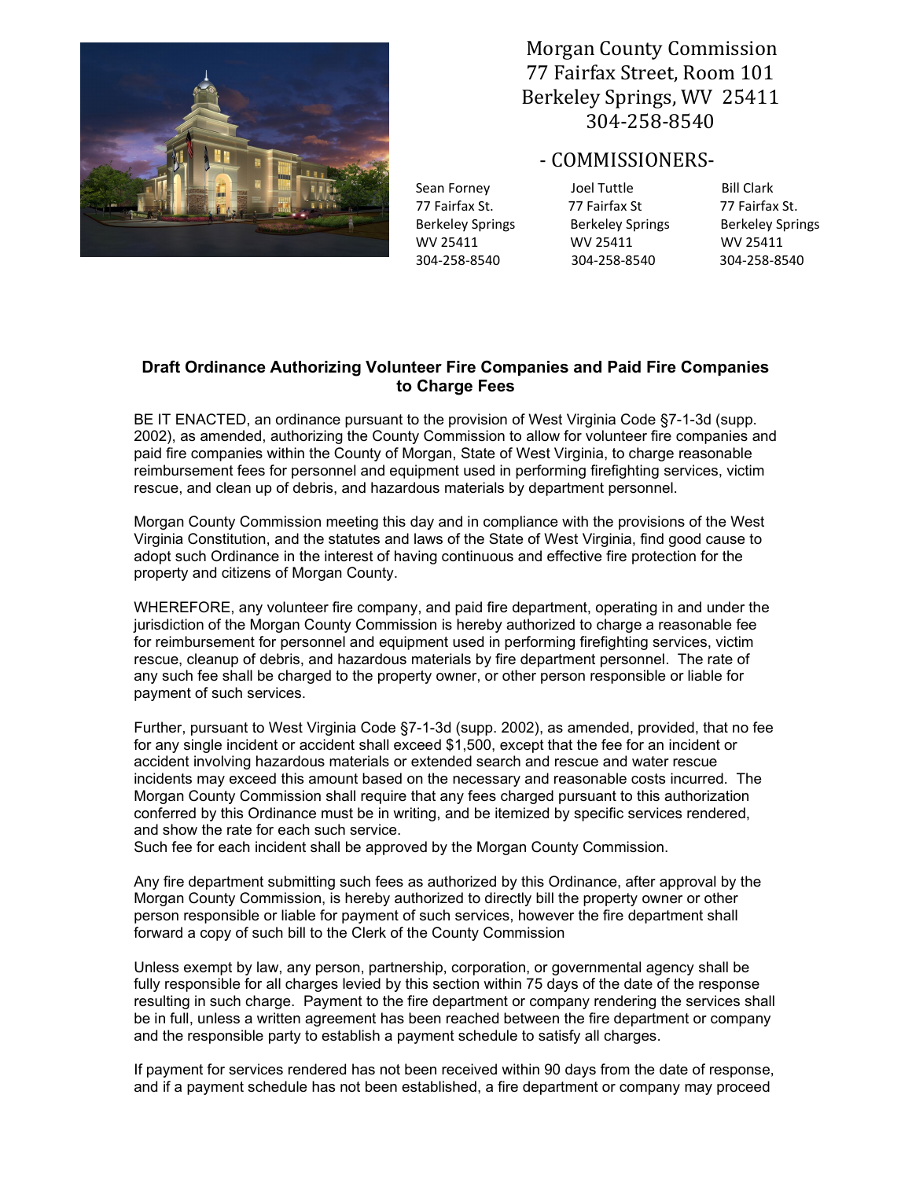Morgan County Commission
77 Fairfax Street, Room 101
Berkeley Springs, WV 25411
304-258-8540

- COMMISSIONERS-

| Sean Forney | Joel Tuttle | Bill Clark |
|---|---|---|
| 77 Fairfax St. | 77 Fairfax St | 77 Fairfax St. |
| Berkeley Springs | Berkeley Springs | Berkeley Springs |
| WV 25411 | WV 25411 | WV 25411 |
| 304-258-8540 | 304-258-8540 | 304-258-8540 |

## Draft Ordinance Authorizing Volunteer Fire Companies and Paid Fire Companies to Charge Fees

BE IT ENACTED, an ordinance pursuant to the provision of West Virginia Code §7-1-3d (supp. 2002), as amended, authorizing the County Commission to allow for volunteer fire companies and paid fire companies within the County of Morgan, State of West Virginia, to charge reasonable reimbursement fees for personnel and equipment used in performing firefighting services, victim rescue, and clean up of debris, and hazardous materials by department personnel.

Morgan County Commission meeting this day and in compliance with the provisions of the West Virginia Constitution, and the statutes and laws of the State of West Virginia, find good cause to adopt such Ordinance in the interest of having continuous and effective fire protection for the property and citizens of Morgan County.

WHEREFORE, any volunteer fire company, and paid fire department, operating in and under the jurisdiction of the Morgan County Commission is hereby authorized to charge a reasonable fee for reimbursement for personnel and equipment used in performing firefighting services, victim rescue, cleanup of debris, and hazardous materials by fire department personnel. The rate of any such fee shall be charged to the property owner, or other person responsible or liable for payment of such services.

Further, pursuant to West Virginia Code §7-1-3d (supp. 2002), as amended, provided, that no fee for any single incident or accident shall exceed $1,500, except that the fee for an incident or accident involving hazardous materials or extended search and rescue and water rescue incidents may exceed this amount based on the necessary and reasonable costs incurred. The Morgan County Commission shall require that any fees charged pursuant to this authorization conferred by this Ordinance must be in writing, and be itemized by specific services rendered, and show the rate for each such service.
Such fee for each incident shall be approved by the Morgan County Commission.

Any fire department submitting such fees as authorized by this Ordinance, after approval by the Morgan County Commission, is hereby authorized to directly bill the property owner or other person responsible or liable for payment of such services, however the fire department shall forward a copy of such bill to the Clerk of the County Commission

Unless exempt by law, any person, partnership, corporation, or governmental agency shall be fully responsible for all charges levied by this section within 75 days of the date of the response resulting in such charge. Payment to the fire department or company rendering the services shall be in full, unless a written agreement has been reached between the fire department or company and the responsible party to establish a payment schedule to satisfy all charges.

If payment for services rendered has not been received within 90 days from the date of response, and if a payment schedule has not been established, a fire department or company may proceed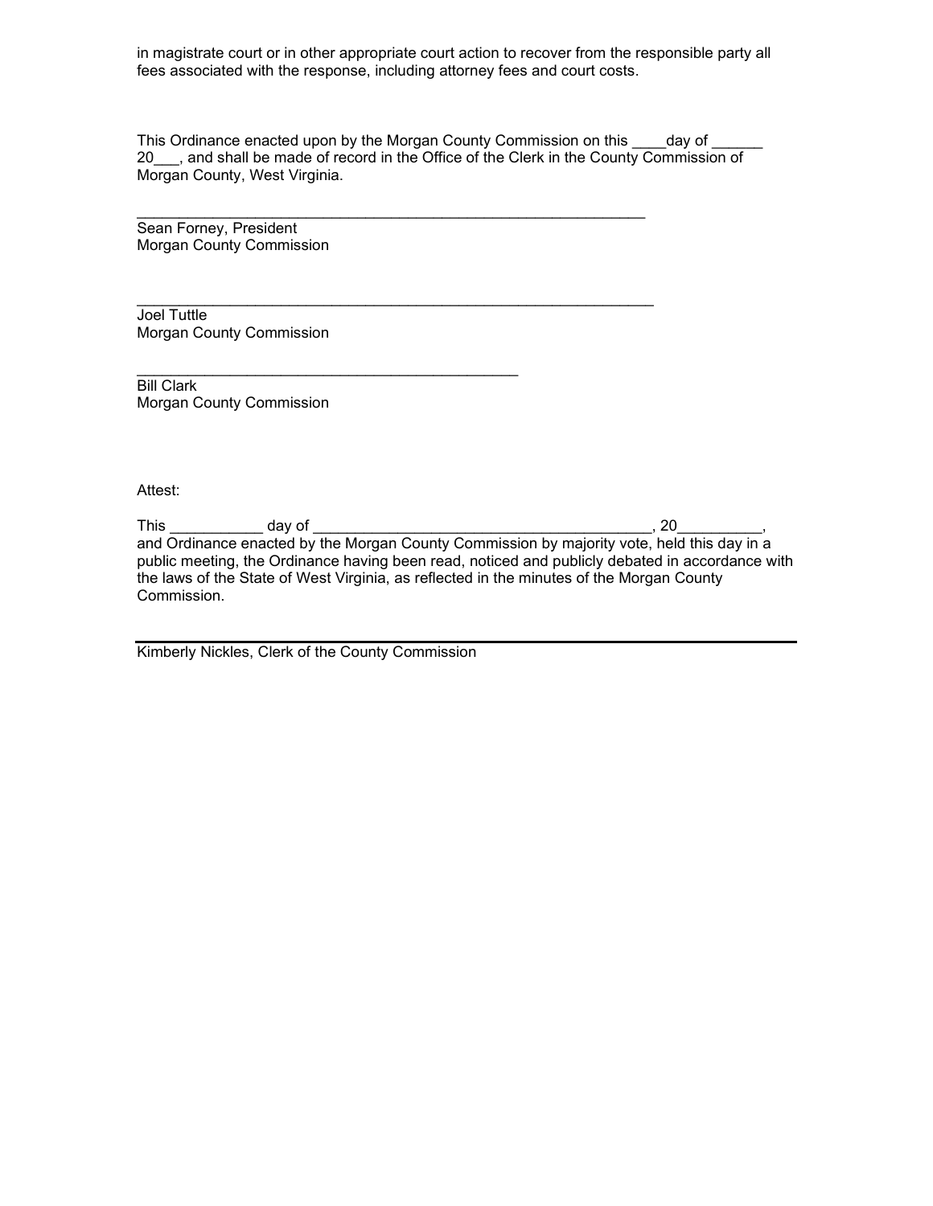in magistrate court or in other appropriate court action to recover from the responsible party all fees associated with the response, including attorney fees and court costs.

This Ordinance enacted upon by the Morgan County Commission on this ____day of ______ 20___, and shall be made of record in the Office of the Clerk in the County Commission of Morgan County, West Virginia.

_________________________________________________________________

Sean Forney, President
Morgan County Commission

_________________________________________________________________

Joel Tuttle
Morgan County Commission

_________________________________________________

Bill Clark
Morgan County Commission

Attest:

This ___________ day of __________________________________________, 20__________, and Ordinance enacted by the Morgan County Commission by majority vote, held this day in a public meeting, the Ordinance having been read, noticed and publicly debated in accordance with the laws of the State of West Virginia, as reflected in the minutes of the Morgan County Commission.

_________________________________________________________________

Kimberly Nickles, Clerk of the County Commission